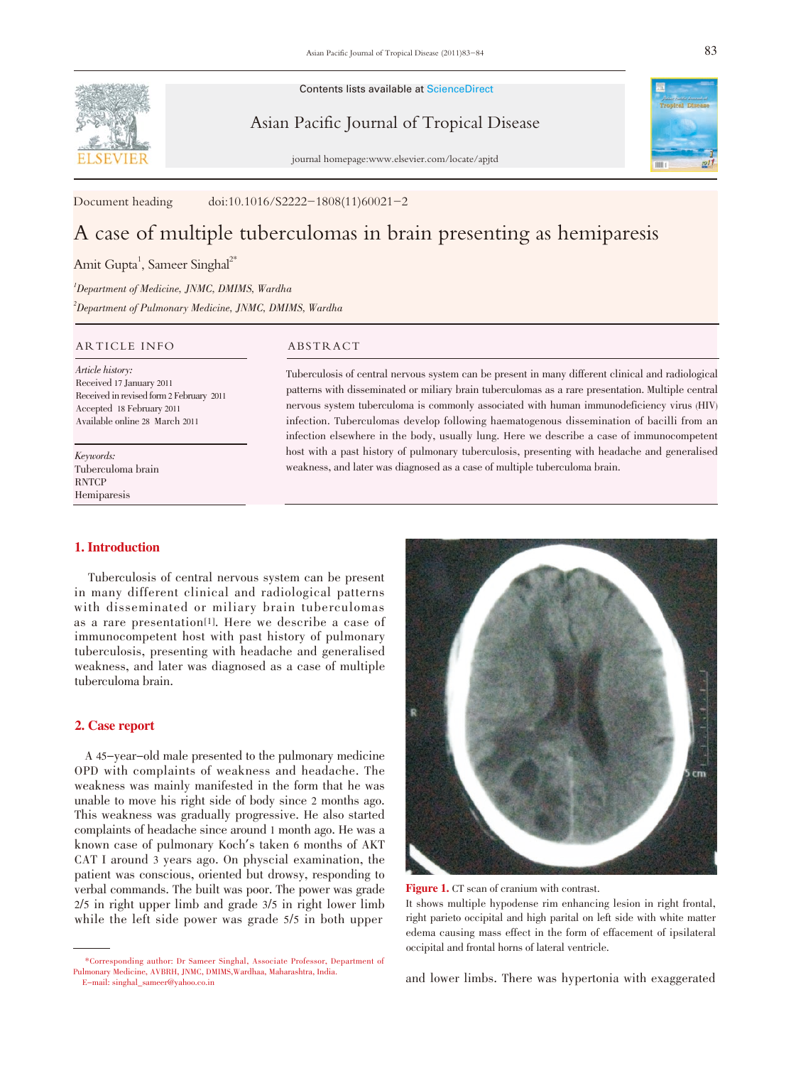Contents lists available at ScienceDirect

Asian Pacific Journal of Tropical Disease

journal homepage:www.elsevier.com/locate/apjtd

Document heading doi:10.1016/S2222-1808(11)60021-2

# A case of multiple tuberculomas in brain presenting as hemiparesis

Amit Gupta[1], Sameer Singhal[2*]

[1]Department of Medicine, JNMC, DMIMS, Wardha

[2]Department of Pulmonary Medicine, JNMC, DMIMS, Wardha

## ARTICLE INFO

*Article history:*
Received 17 January 2011
Received in revised form 2 February 2011
Accepted 18 February 2011
Available online 28 March 2011

*Keywords:*
Tuberculoma brain
RNTCP
Hemiparesis

## ABSTRACT

Tuberculosis of central nervous system can be present in many different clinical and radiological patterns with disseminated or miliary brain tuberculomas as a rare presentation. Multiple central nervous system tuberculoma is commonly associated with human immunodeficiency virus (HIV) infection. Tuberculomas develop following haematogenous dissemination of bacilli from an infection elsewhere in the body, usually lung. Here we describe a case of immunocompetent host with a past history of pulmonary tuberculosis, presenting with headache and generalised weakness, and later was diagnosed as a case of multiple tuberculoma brain.

## 1. Introduction

Tuberculosis of central nervous system can be present in many different clinical and radiological patterns with disseminated or miliary brain tuberculomas as a rare presentation[1]. Here we describe a case of immunocompetent host with past history of pulmonary tuberculosis, presenting with headache and generalised weakness, and later was diagnosed as a case of multiple tuberculoma brain.

## 2. Case report

A 45-year-old male presented to the pulmonary medicine OPD with complaints of weakness and headache. The weakness was mainly manifested in the form that he was unable to move his right side of body since 2 months ago. This weakness was gradually progressive. He also started complaints of headache since around 1 month ago. He was a known case of pulmonary Koch's taken 6 months of AKT CAT I around 3 years ago. On physcial examination, the patient was conscious, oriented but drowsy, responding to verbal commands. The built was poor. The power was grade 2/5 in right upper limb and grade 3/5 in right lower limb while the left side power was grade 5/5 in both upper and lower limbs. There was hypertonia with exaggerated

**Figure 1.** CT scan of cranium with contrast.
It shows multiple hypodense rim enhancing lesion in right frontal, right parieto occipital and high parital on left side with white matter edema causing mass effect in the form of effacement of ipsilateral occipital and frontal horns of lateral ventricle.

*Corresponding author: Dr Sameer Singhal, Associate Professor, Department of Pulmonary Medicine, AVBRH, JNMC, DMIMS,Wardhaa, Maharashtra, India.
E-mail: singhal_sameer@yahoo.co.in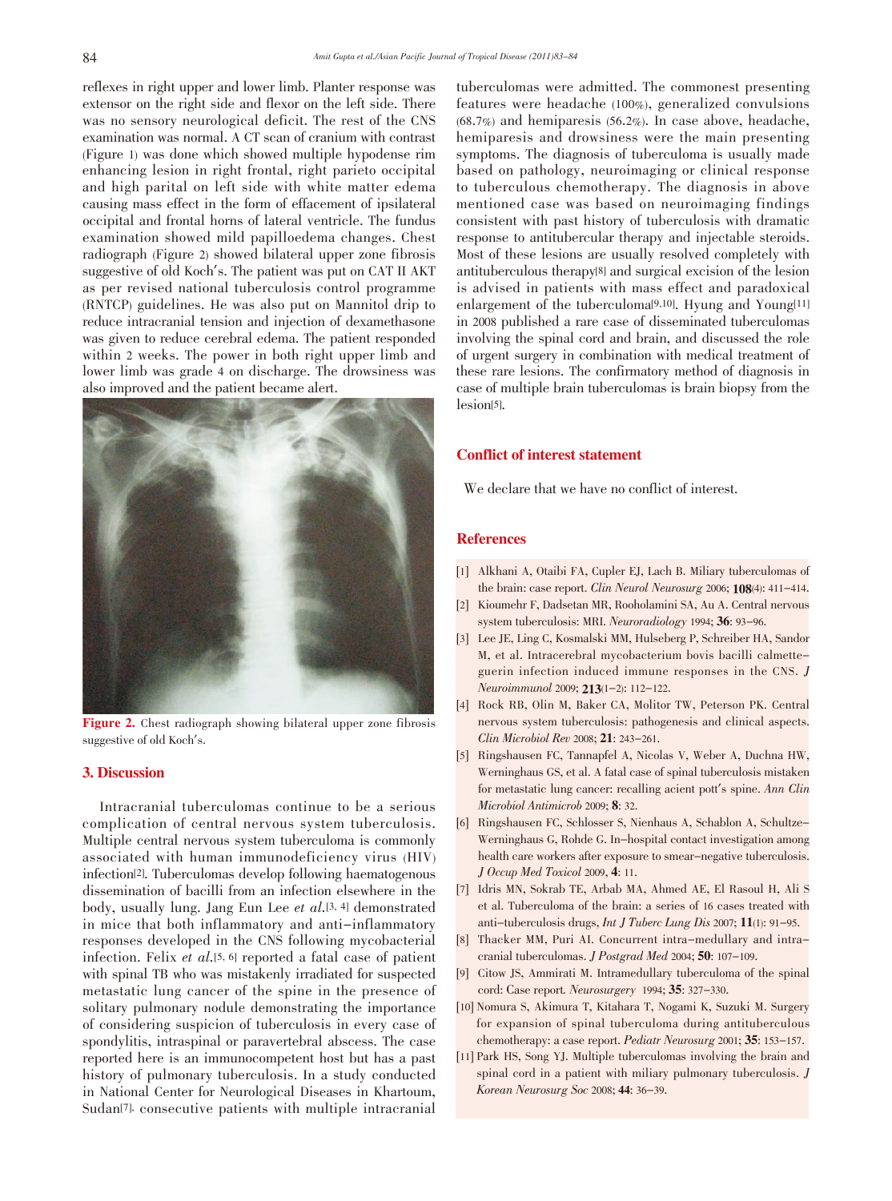reflexes in right upper and lower limb. Planter response was extensor on the right side and flexor on the left side. There was no sensory neurological deficit. The rest of the CNS examination was normal. A CT scan of cranium with contrast (Figure 1) was done which showed multiple hypodense rim enhancing lesion in right frontal, right parieto occipital and high parital on left side with white matter edema causing mass effect in the form of effacement of ipsilateral occipital and frontal horns of lateral ventricle. The fundus examination showed mild papilloedema changes. Chest radiograph (Figure 2) showed bilateral upper zone fibrosis suggestive of old Koch's. The patient was put on CAT II AKT as per revised national tuberculosis control programme (RNTCP) guidelines. He was also put on Mannitol drip to reduce intracranial tension and injection of dexamethasone was given to reduce cerebral edema. The patient responded within 2 weeks. The power in both right upper limb and lower limb was grade 4 on discharge. The drowsiness was also improved and the patient became alert.

**Figure 2.** Chest radiograph showing bilateral upper zone fibrosis suggestive of old Koch's.

## 3. Discussion

Intracranial tuberculomas continue to be a serious complication of central nervous system tuberculosis. Multiple central nervous system tuberculoma is commonly associated with human immunodeficiency virus (HIV) infection[2]. Tuberculomas develop following haematogenous dissemination of bacilli from an infection elsewhere in the body, usually lung. Jang Eun Lee *et al.*[3, 4] demonstrated in mice that both inflammatory and anti–inflammatory responses developed in the CNS following mycobacterial infection. Felix *et al.*[5, 6] reported a fatal case of patient with spinal TB who was mistakenly irradiated for suspected metastatic lung cancer of the spine in the presence of solitary pulmonary nodule demonstrating the importance of considering suspicion of tuberculosis in every case of spondylitis, intraspinal or paravertebral abscess. The case reported here is an immunocompetent host but has a past history of pulmonary tuberculosis. In a study conducted in National Center for Neurological Diseases in Khartoum, Sudan[7], consecutive patients with multiple intracranial tuberculomas were admitted. The commonest presenting features were headache (100%), generalized convulsions (68.7%) and hemiparesis (56.2%). In case above, headache, hemiparesis and drowsiness were the main presenting symptoms. The diagnosis of tuberculoma is usually made based on pathology, neuroimaging or clinical response to tuberculous chemotherapy. The diagnosis in above mentioned case was based on neuroimaging findings consistent with past history of tuberculosis with dramatic response to antitubercular therapy and injectable steroids. Most of these lesions are usually resolved completely with antituberculous therapy[8] and surgical excision of the lesion is advised in patients with mass effect and paradoxical enlargement of the tuberculoma[9,10]. Hyung and Young[11] in 2008 published a rare case of disseminated tuberculomas involving the spinal cord and brain, and discussed the role of urgent surgery in combination with medical treatment of these rare lesions. The confirmatory method of diagnosis in case of multiple brain tuberculomas is brain biopsy from the lesion[5].

## Conflict of interest statement

We declare that we have no conflict of interest.

## References

[1] Alkhani A, Otaibi FA, Cupler EJ, Lach B. Miliary tuberculomas of the brain: case report. *Clin Neurol Neurosurg* 2006; **108**(4): 411–414.

[2] Kioumehr F, Dadsetan MR, Rooholamini SA, Au A. Central nervous system tuberculosis: MRI. *Neuroradiology* 1994; **36**: 93–96.

[3] Lee JE, Ling C, Kosmalski MM, Hulseberg P, Schreiber HA, Sandor M, et al. Intracerebral mycobacterium bovis bacilli calmette–guerin infection induced immune responses in the CNS. *J Neuroimmunol* 2009; **213**(1–2): 112–122.

[4] Rock RB, Olin M, Baker CA, Molitor TW, Peterson PK. Central nervous system tuberculosis: pathogenesis and clinical aspects. *Clin Microbiol Rev* 2008; **21**: 243–261.

[5] Ringshausen FC, Tannapfel A, Nicolas V, Weber A, Duchna HW, Werninghaus GS, et al. A fatal case of spinal tuberculosis mistaken for metastatic lung cancer: recalling acient pott's spine. *Ann Clin Microbiol Antimicrob* 2009; **8**: 32.

[6] Ringshausen FC, Schlosser S, Nienhaus A, Schablon A, Schultze–Werninghaus G, Rohde G. In–hospital contact investigation among health care workers after exposure to smear–negative tuberculosis. *J Occup Med Toxicol* 2009, **4**: 11.

[7] Idris MN, Sokrab TE, Arbab MA, Ahmed AE, El Rasoul H, Ali S et al. Tuberculoma of the brain: a series of 16 cases treated with anti–tuberculosis drugs, *Int J Tuberc Lung Dis* 2007; **11**(1): 91–95.

[8] Thacker MM, Puri AI. Concurrent intra–medullary and intra–cranial tuberculomas. *J Postgrad Med* 2004; **50**: 107–109.

[9] Citow JS, Ammirati M. Intramedullary tuberculoma of the spinal cord: Case report. *Neurosurgery* 1994; **35**: 327–330.

[10] Nomura S, Akimura T, Kitahara T, Nogami K, Suzuki M. Surgery for expansion of spinal tuberculoma during antituberculous chemotherapy: a case report. *Pediatr Neurosurg* 2001; **35**: 153–157.

[11] Park HS, Song YJ. Multiple tuberculomas involving the brain and spinal cord in a patient with miliary pulmonary tuberculosis. *J Korean Neurosurg Soc* 2008; **44**: 36–39.